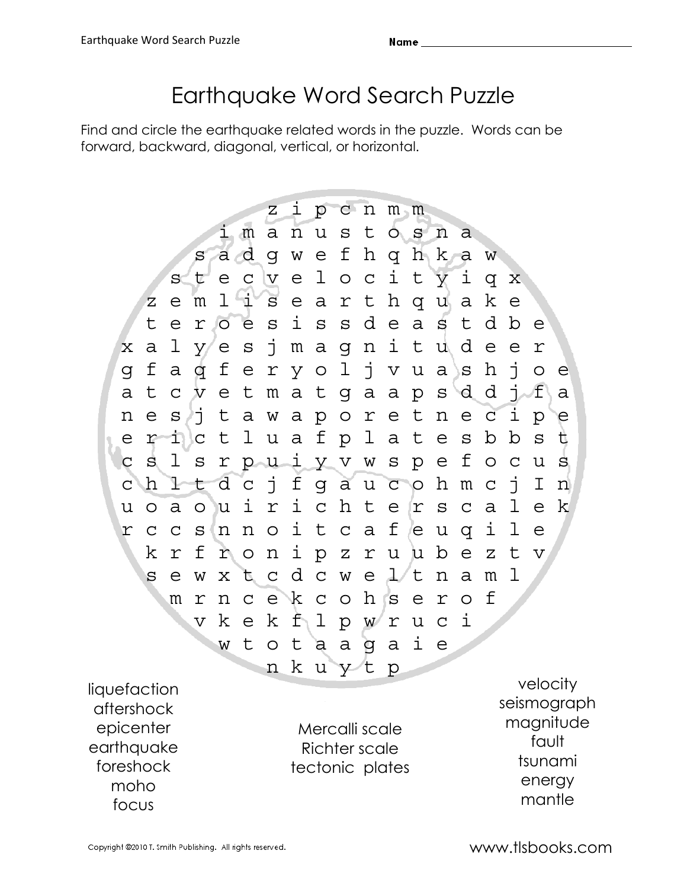# Earthquake Word Search Puzzle

Name ______________________________

Find and circle the earthquake related words in the puzzle. Words can be forward, backward, diagonal, vertical, or horizontal.

```
                z i p c n m m
            i m a n u s t o s n a
          s a d g w e f h q h k a w
        s t e c v e l o c i t y i q x
      z e m l i s e a r t h q u a k e
      t e r o e s i s s d e a s t d b e
    x a l y e s j m a g n i t u d e e r
    g f a q f e r y o l j v u a s h j o e
    a t c v e t m a t g a a p s d d j f a
    n e s j t a w a p o r e t n e c i p e
    e r i c t l u a f p l a t e s b b s t
    c s l s r p u i y v w s p e f o c u s
    c h l t d c j f g a u c o h m c j I n
    u o a o u i r i c h t e r s c a l e k
    r c c s n n o i t c a f e u q i l e
      k r f r o n i p z r u u b e z t v
      s e w x t c d c w e l t n a m l
        m r n c e k c o h s e r o f
          v k e k f l p w r u c i
            w t o t a a g a i e
                n k u y t p
```

liquefaction
aftershock
epicenter
earthquake
foreshock
moho
focus

Mercalli scale
Richter scale
tectonic plates

velocity
seismograph
magnitude
fault
tsunami
energy
mantle

Copyright ©2010 T. Smith Publishing. All rights reserved.

www.tlsbooks.com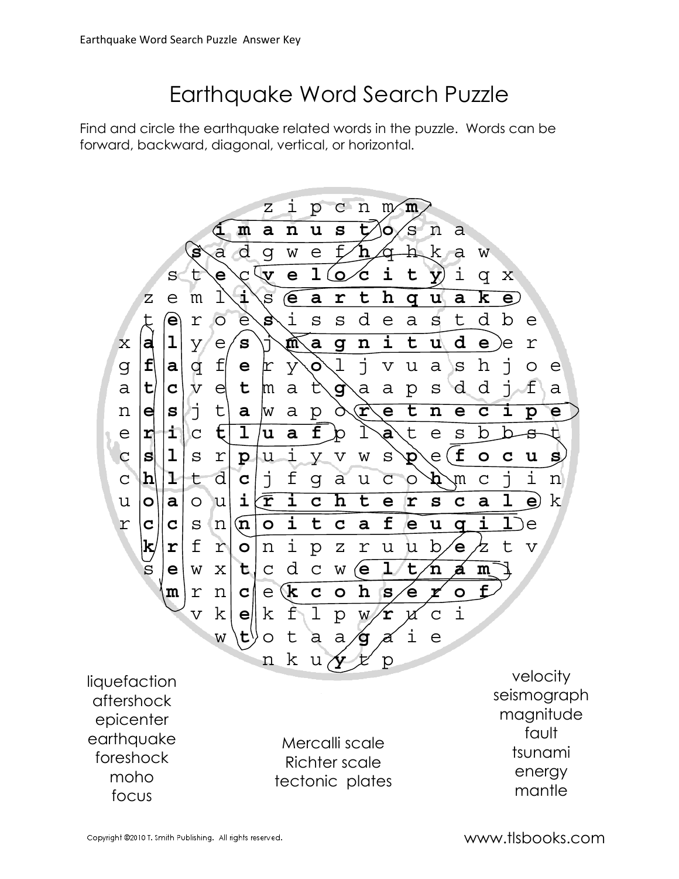Earthquake Word Search Puzzle Answer Key

# Earthquake Word Search Puzzle

Find and circle the earthquake related words in the puzzle. Words can be forward, backward, diagonal, vertical, or horizontal.

```
              z i p c n m m
          i m a n u s t o s n a
          s a d g w e f h q h k a w
        s t e c v e l o c i t y i q x
      z e m l i s e a r t h q u a k e
      t e r o e s i s s d e a s t d b e
    x a l y e s j m a g n i t u d e e r
    g f a q f e r y o l j v u a s h j o e
    a t c v e t m a t g a a p s d d j f a
    n e s j t a w a p o r e t n e c i p e
    e r i c t l u a f p l a t e s b b s t
    c s l s r p u i y v w s p e f o c u s
    c h l t d c j f g a u c o h m c j i n
    u o a o u i r i c h t e r s c a l e k
    r c c s n n o i t c a f e u q i l e
      k r f r o n i p z r u u b e z t v
      s e w x t c d c w e l t n a m l
        m r n c e k c o h s e r o f
          v k e k f l p w r u c i
            w t o t a a g a i e
              n k u y t p
```

liquefaction
aftershock
epicenter
earthquake
foreshock
moho
focus

Mercalli scale
Richter scale
tectonic plates

velocity
seismograph
magnitude
fault
tsunami
energy
mantle

Copyright ©2010 T. Smith Publishing. All rights reserved.

www.tlsbooks.com